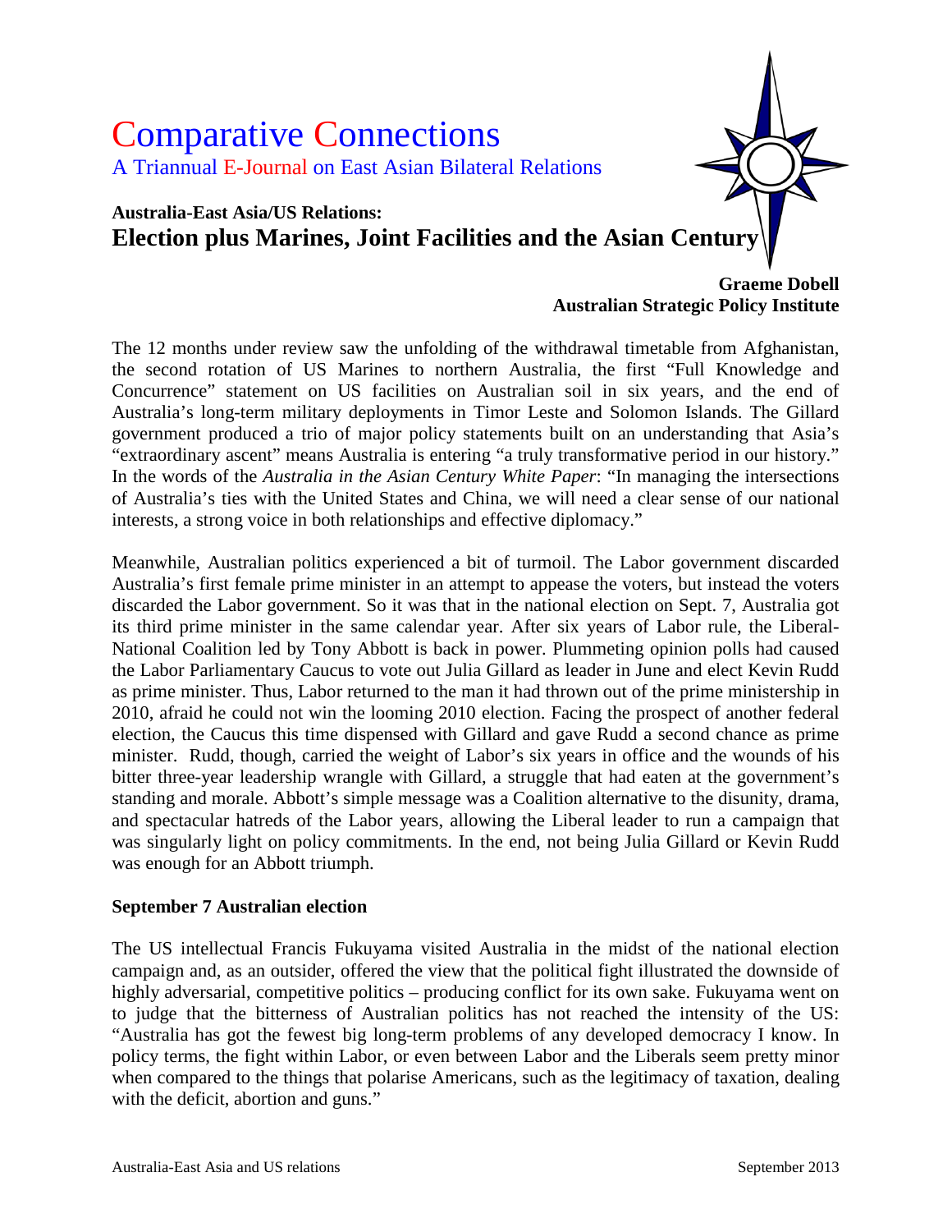# Comparative Connections

A Triannual E-Journal on East Asian Bilateral Relations

## Australia-East Asia/US Relations:
## Election plus Marines, Joint Facilities and the Asian Century

**Graeme Dobell**
**Australian Strategic Policy Institute**

The 12 months under review saw the unfolding of the withdrawal timetable from Afghanistan, the second rotation of US Marines to northern Australia, the first "Full Knowledge and Concurrence" statement on US facilities on Australian soil in six years, and the end of Australia's long-term military deployments in Timor Leste and Solomon Islands. The Gillard government produced a trio of major policy statements built on an understanding that Asia's "extraordinary ascent" means Australia is entering "a truly transformative period in our history." In the words of the *Australia in the Asian Century White Paper*: "In managing the intersections of Australia's ties with the United States and China, we will need a clear sense of our national interests, a strong voice in both relationships and effective diplomacy."

Meanwhile, Australian politics experienced a bit of turmoil. The Labor government discarded Australia's first female prime minister in an attempt to appease the voters, but instead the voters discarded the Labor government. So it was that in the national election on Sept. 7, Australia got its third prime minister in the same calendar year. After six years of Labor rule, the Liberal-National Coalition led by Tony Abbott is back in power. Plummeting opinion polls had caused the Labor Parliamentary Caucus to vote out Julia Gillard as leader in June and elect Kevin Rudd as prime minister. Thus, Labor returned to the man it had thrown out of the prime ministership in 2010, afraid he could not win the looming 2010 election. Facing the prospect of another federal election, the Caucus this time dispensed with Gillard and gave Rudd a second chance as prime minister. Rudd, though, carried the weight of Labor's six years in office and the wounds of his bitter three-year leadership wrangle with Gillard, a struggle that had eaten at the government's standing and morale. Abbott's simple message was a Coalition alternative to the disunity, drama, and spectacular hatreds of the Labor years, allowing the Liberal leader to run a campaign that was singularly light on policy commitments. In the end, not being Julia Gillard or Kevin Rudd was enough for an Abbott triumph.

### September 7 Australian election

The US intellectual Francis Fukuyama visited Australia in the midst of the national election campaign and, as an outsider, offered the view that the political fight illustrated the downside of highly adversarial, competitive politics – producing conflict for its own sake. Fukuyama went on to judge that the bitterness of Australian politics has not reached the intensity of the US: "Australia has got the fewest big long-term problems of any developed democracy I know. In policy terms, the fight within Labor, or even between Labor and the Liberals seem pretty minor when compared to the things that polarise Americans, such as the legitimacy of taxation, dealing with the deficit, abortion and guns."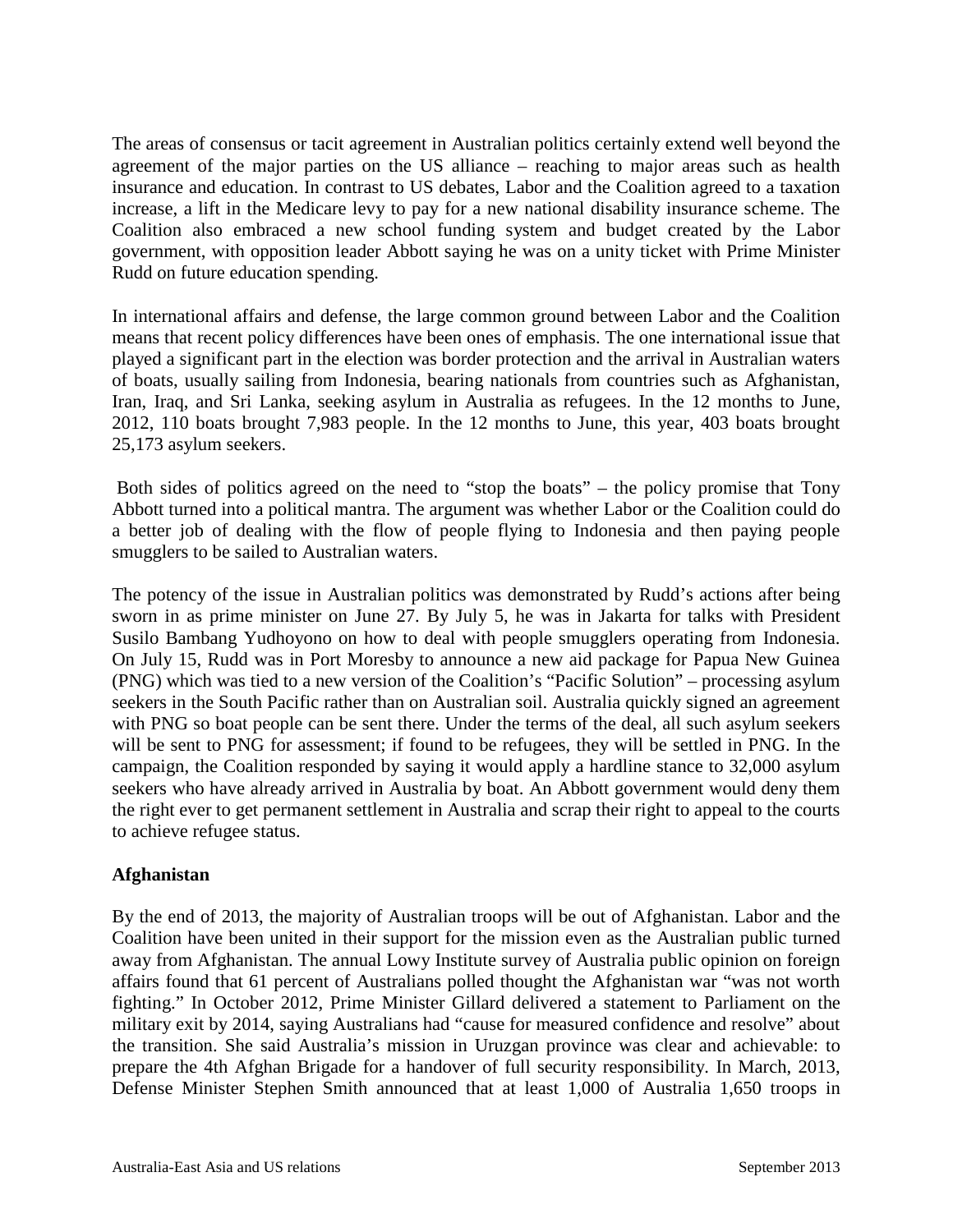The areas of consensus or tacit agreement in Australian politics certainly extend well beyond the agreement of the major parties on the US alliance – reaching to major areas such as health insurance and education. In contrast to US debates, Labor and the Coalition agreed to a taxation increase, a lift in the Medicare levy to pay for a new national disability insurance scheme. The Coalition also embraced a new school funding system and budget created by the Labor government, with opposition leader Abbott saying he was on a unity ticket with Prime Minister Rudd on future education spending.

In international affairs and defense, the large common ground between Labor and the Coalition means that recent policy differences have been ones of emphasis. The one international issue that played a significant part in the election was border protection and the arrival in Australian waters of boats, usually sailing from Indonesia, bearing nationals from countries such as Afghanistan, Iran, Iraq, and Sri Lanka, seeking asylum in Australia as refugees. In the 12 months to June, 2012, 110 boats brought 7,983 people. In the 12 months to June, this year, 403 boats brought 25,173 asylum seekers.

Both sides of politics agreed on the need to "stop the boats" – the policy promise that Tony Abbott turned into a political mantra. The argument was whether Labor or the Coalition could do a better job of dealing with the flow of people flying to Indonesia and then paying people smugglers to be sailed to Australian waters.

The potency of the issue in Australian politics was demonstrated by Rudd's actions after being sworn in as prime minister on June 27. By July 5, he was in Jakarta for talks with President Susilo Bambang Yudhoyono on how to deal with people smugglers operating from Indonesia. On July 15, Rudd was in Port Moresby to announce a new aid package for Papua New Guinea (PNG) which was tied to a new version of the Coalition's "Pacific Solution" – processing asylum seekers in the South Pacific rather than on Australian soil. Australia quickly signed an agreement with PNG so boat people can be sent there. Under the terms of the deal, all such asylum seekers will be sent to PNG for assessment; if found to be refugees, they will be settled in PNG. In the campaign, the Coalition responded by saying it would apply a hardline stance to 32,000 asylum seekers who have already arrived in Australia by boat. An Abbott government would deny them the right ever to get permanent settlement in Australia and scrap their right to appeal to the courts to achieve refugee status.

**Afghanistan**

By the end of 2013, the majority of Australian troops will be out of Afghanistan. Labor and the Coalition have been united in their support for the mission even as the Australian public turned away from Afghanistan. The annual Lowy Institute survey of Australia public opinion on foreign affairs found that 61 percent of Australians polled thought the Afghanistan war "was not worth fighting." In October 2012, Prime Minister Gillard delivered a statement to Parliament on the military exit by 2014, saying Australians had "cause for measured confidence and resolve" about the transition. She said Australia's mission in Uruzgan province was clear and achievable: to prepare the 4th Afghan Brigade for a handover of full security responsibility. In March, 2013, Defense Minister Stephen Smith announced that at least 1,000 of Australia 1,650 troops in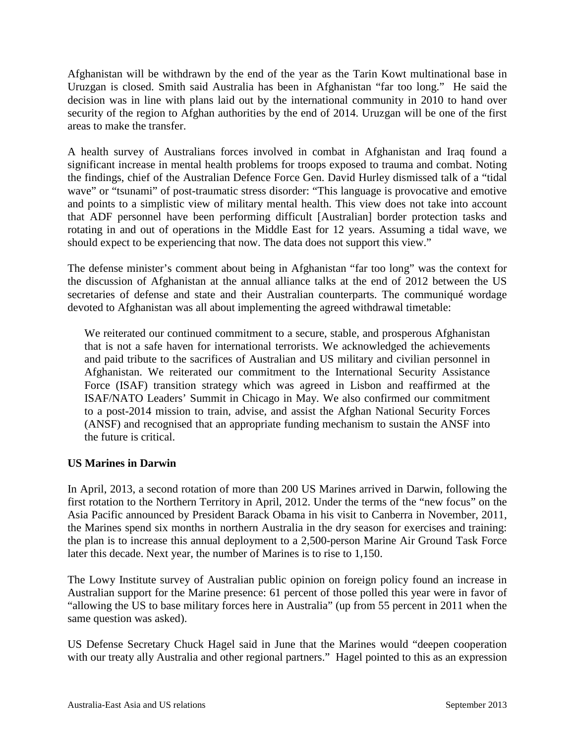Afghanistan will be withdrawn by the end of the year as the Tarin Kowt multinational base in Uruzgan is closed. Smith said Australia has been in Afghanistan "far too long." He said the decision was in line with plans laid out by the international community in 2010 to hand over security of the region to Afghan authorities by the end of 2014. Uruzgan will be one of the first areas to make the transfer.

A health survey of Australians forces involved in combat in Afghanistan and Iraq found a significant increase in mental health problems for troops exposed to trauma and combat. Noting the findings, chief of the Australian Defence Force Gen. David Hurley dismissed talk of a "tidal wave" or "tsunami" of post-traumatic stress disorder: "This language is provocative and emotive and points to a simplistic view of military mental health. This view does not take into account that ADF personnel have been performing difficult [Australian] border protection tasks and rotating in and out of operations in the Middle East for 12 years. Assuming a tidal wave, we should expect to be experiencing that now. The data does not support this view."

The defense minister's comment about being in Afghanistan "far too long" was the context for the discussion of Afghanistan at the annual alliance talks at the end of 2012 between the US secretaries of defense and state and their Australian counterparts. The communiqué wordage devoted to Afghanistan was all about implementing the agreed withdrawal timetable:

> We reiterated our continued commitment to a secure, stable, and prosperous Afghanistan that is not a safe haven for international terrorists. We acknowledged the achievements and paid tribute to the sacrifices of Australian and US military and civilian personnel in Afghanistan. We reiterated our commitment to the International Security Assistance Force (ISAF) transition strategy which was agreed in Lisbon and reaffirmed at the ISAF/NATO Leaders' Summit in Chicago in May. We also confirmed our commitment to a post-2014 mission to train, advise, and assist the Afghan National Security Forces (ANSF) and recognised that an appropriate funding mechanism to sustain the ANSF into the future is critical.

**US Marines in Darwin**

In April, 2013, a second rotation of more than 200 US Marines arrived in Darwin, following the first rotation to the Northern Territory in April, 2012. Under the terms of the "new focus" on the Asia Pacific announced by President Barack Obama in his visit to Canberra in November, 2011, the Marines spend six months in northern Australia in the dry season for exercises and training: the plan is to increase this annual deployment to a 2,500-person Marine Air Ground Task Force later this decade. Next year, the number of Marines is to rise to 1,150.

The Lowy Institute survey of Australian public opinion on foreign policy found an increase in Australian support for the Marine presence: 61 percent of those polled this year were in favor of "allowing the US to base military forces here in Australia" (up from 55 percent in 2011 when the same question was asked).

US Defense Secretary Chuck Hagel said in June that the Marines would "deepen cooperation with our treaty ally Australia and other regional partners." Hagel pointed to this as an expression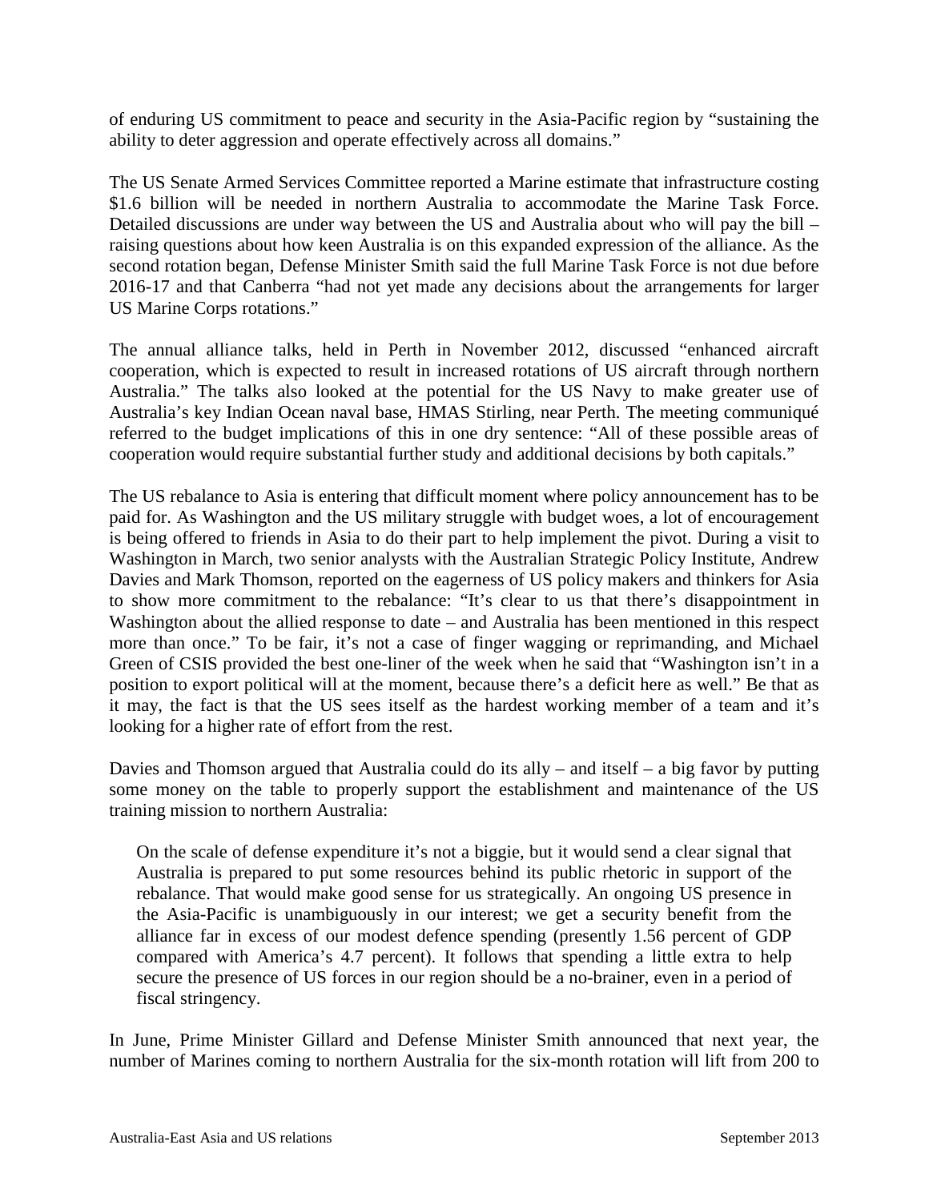of enduring US commitment to peace and security in the Asia-Pacific region by "sustaining the ability to deter aggression and operate effectively across all domains."

The US Senate Armed Services Committee reported a Marine estimate that infrastructure costing $1.6 billion will be needed in northern Australia to accommodate the Marine Task Force. Detailed discussions are under way between the US and Australia about who will pay the bill – raising questions about how keen Australia is on this expanded expression of the alliance. As the second rotation began, Defense Minister Smith said the full Marine Task Force is not due before 2016-17 and that Canberra "had not yet made any decisions about the arrangements for larger US Marine Corps rotations."

The annual alliance talks, held in Perth in November 2012, discussed "enhanced aircraft cooperation, which is expected to result in increased rotations of US aircraft through northern Australia." The talks also looked at the potential for the US Navy to make greater use of Australia's key Indian Ocean naval base, HMAS Stirling, near Perth. The meeting communiqué referred to the budget implications of this in one dry sentence: "All of these possible areas of cooperation would require substantial further study and additional decisions by both capitals."

The US rebalance to Asia is entering that difficult moment where policy announcement has to be paid for. As Washington and the US military struggle with budget woes, a lot of encouragement is being offered to friends in Asia to do their part to help implement the pivot. During a visit to Washington in March, two senior analysts with the Australian Strategic Policy Institute, Andrew Davies and Mark Thomson, reported on the eagerness of US policy makers and thinkers for Asia to show more commitment to the rebalance: "It's clear to us that there's disappointment in Washington about the allied response to date – and Australia has been mentioned in this respect more than once." To be fair, it's not a case of finger wagging or reprimanding, and Michael Green of CSIS provided the best one-liner of the week when he said that "Washington isn't in a position to export political will at the moment, because there's a deficit here as well." Be that as it may, the fact is that the US sees itself as the hardest working member of a team and it's looking for a higher rate of effort from the rest.

Davies and Thomson argued that Australia could do its ally – and itself – a big favor by putting some money on the table to properly support the establishment and maintenance of the US training mission to northern Australia:

> On the scale of defense expenditure it's not a biggie, but it would send a clear signal that Australia is prepared to put some resources behind its public rhetoric in support of the rebalance. That would make good sense for us strategically. An ongoing US presence in the Asia-Pacific is unambiguously in our interest; we get a security benefit from the alliance far in excess of our modest defence spending (presently 1.56 percent of GDP compared with America's 4.7 percent). It follows that spending a little extra to help secure the presence of US forces in our region should be a no-brainer, even in a period of fiscal stringency.

In June, Prime Minister Gillard and Defense Minister Smith announced that next year, the number of Marines coming to northern Australia for the six-month rotation will lift from 200 to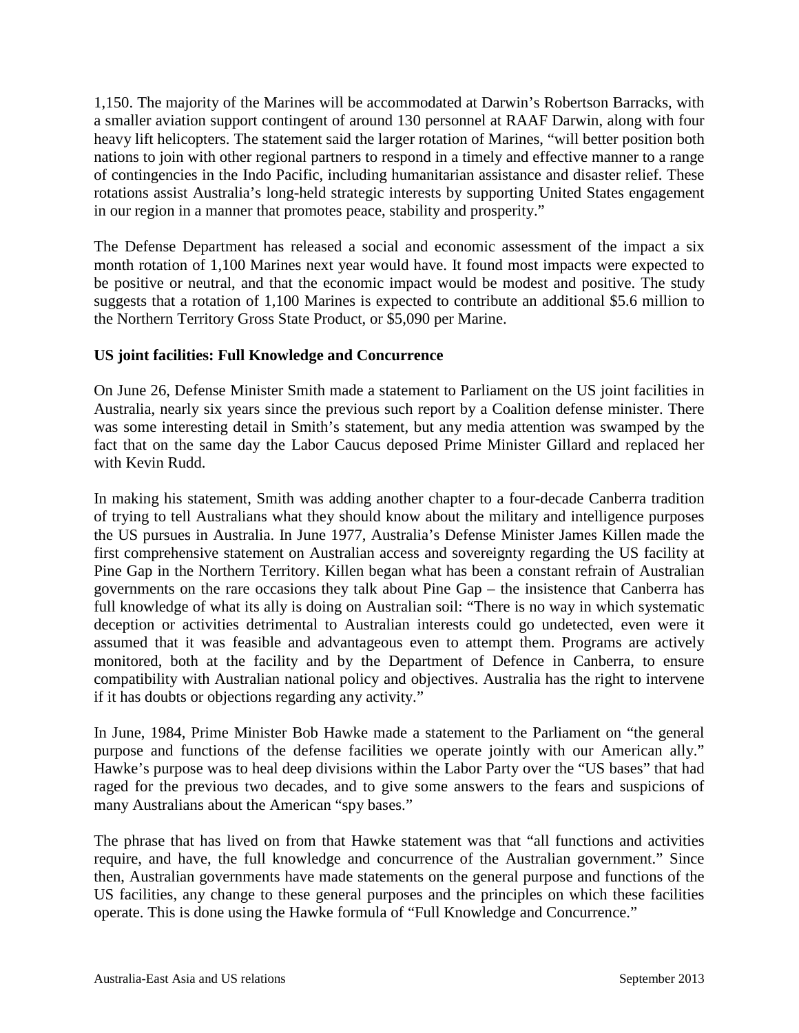1,150. The majority of the Marines will be accommodated at Darwin's Robertson Barracks, with a smaller aviation support contingent of around 130 personnel at RAAF Darwin, along with four heavy lift helicopters. The statement said the larger rotation of Marines, "will better position both nations to join with other regional partners to respond in a timely and effective manner to a range of contingencies in the Indo Pacific, including humanitarian assistance and disaster relief. These rotations assist Australia's long-held strategic interests by supporting United States engagement in our region in a manner that promotes peace, stability and prosperity."

The Defense Department has released a social and economic assessment of the impact a six month rotation of 1,100 Marines next year would have. It found most impacts were expected to be positive or neutral, and that the economic impact would be modest and positive. The study suggests that a rotation of 1,100 Marines is expected to contribute an additional $5.6 million to the Northern Territory Gross State Product, or $5,090 per Marine.

**US joint facilities: Full Knowledge and Concurrence**

On June 26, Defense Minister Smith made a statement to Parliament on the US joint facilities in Australia, nearly six years since the previous such report by a Coalition defense minister. There was some interesting detail in Smith's statement, but any media attention was swamped by the fact that on the same day the Labor Caucus deposed Prime Minister Gillard and replaced her with Kevin Rudd.

In making his statement, Smith was adding another chapter to a four-decade Canberra tradition of trying to tell Australians what they should know about the military and intelligence purposes the US pursues in Australia. In June 1977, Australia's Defense Minister James Killen made the first comprehensive statement on Australian access and sovereignty regarding the US facility at Pine Gap in the Northern Territory. Killen began what has been a constant refrain of Australian governments on the rare occasions they talk about Pine Gap – the insistence that Canberra has full knowledge of what its ally is doing on Australian soil: "There is no way in which systematic deception or activities detrimental to Australian interests could go undetected, even were it assumed that it was feasible and advantageous even to attempt them. Programs are actively monitored, both at the facility and by the Department of Defence in Canberra, to ensure compatibility with Australian national policy and objectives. Australia has the right to intervene if it has doubts or objections regarding any activity."

In June, 1984, Prime Minister Bob Hawke made a statement to the Parliament on "the general purpose and functions of the defense facilities we operate jointly with our American ally." Hawke's purpose was to heal deep divisions within the Labor Party over the "US bases" that had raged for the previous two decades, and to give some answers to the fears and suspicions of many Australians about the American "spy bases."

The phrase that has lived on from that Hawke statement was that "all functions and activities require, and have, the full knowledge and concurrence of the Australian government." Since then, Australian governments have made statements on the general purpose and functions of the US facilities, any change to these general purposes and the principles on which these facilities operate. This is done using the Hawke formula of "Full Knowledge and Concurrence."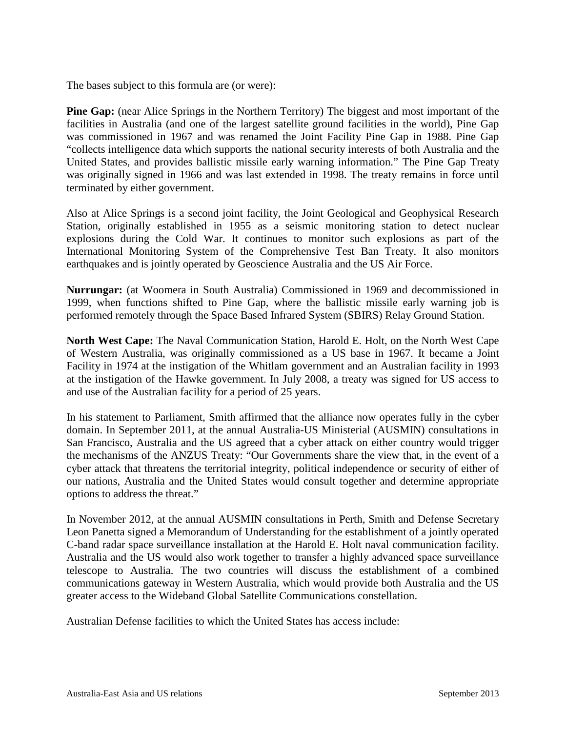The bases subject to this formula are (or were):

**Pine Gap:** (near Alice Springs in the Northern Territory) The biggest and most important of the facilities in Australia (and one of the largest satellite ground facilities in the world), Pine Gap was commissioned in 1967 and was renamed the Joint Facility Pine Gap in 1988. Pine Gap "collects intelligence data which supports the national security interests of both Australia and the United States, and provides ballistic missile early warning information." The Pine Gap Treaty was originally signed in 1966 and was last extended in 1998. The treaty remains in force until terminated by either government.

Also at Alice Springs is a second joint facility, the Joint Geological and Geophysical Research Station, originally established in 1955 as a seismic monitoring station to detect nuclear explosions during the Cold War. It continues to monitor such explosions as part of the International Monitoring System of the Comprehensive Test Ban Treaty. It also monitors earthquakes and is jointly operated by Geoscience Australia and the US Air Force.

**Nurrungar:** (at Woomera in South Australia) Commissioned in 1969 and decommissioned in 1999, when functions shifted to Pine Gap, where the ballistic missile early warning job is performed remotely through the Space Based Infrared System (SBIRS) Relay Ground Station.

**North West Cape:** The Naval Communication Station, Harold E. Holt, on the North West Cape of Western Australia, was originally commissioned as a US base in 1967. It became a Joint Facility in 1974 at the instigation of the Whitlam government and an Australian facility in 1993 at the instigation of the Hawke government. In July 2008, a treaty was signed for US access to and use of the Australian facility for a period of 25 years.

In his statement to Parliament, Smith affirmed that the alliance now operates fully in the cyber domain. In September 2011, at the annual Australia-US Ministerial (AUSMIN) consultations in San Francisco, Australia and the US agreed that a cyber attack on either country would trigger the mechanisms of the ANZUS Treaty: "Our Governments share the view that, in the event of a cyber attack that threatens the territorial integrity, political independence or security of either of our nations, Australia and the United States would consult together and determine appropriate options to address the threat."

In November 2012, at the annual AUSMIN consultations in Perth, Smith and Defense Secretary Leon Panetta signed a Memorandum of Understanding for the establishment of a jointly operated C-band radar space surveillance installation at the Harold E. Holt naval communication facility. Australia and the US would also work together to transfer a highly advanced space surveillance telescope to Australia. The two countries will discuss the establishment of a combined communications gateway in Western Australia, which would provide both Australia and the US greater access to the Wideband Global Satellite Communications constellation.

Australian Defense facilities to which the United States has access include: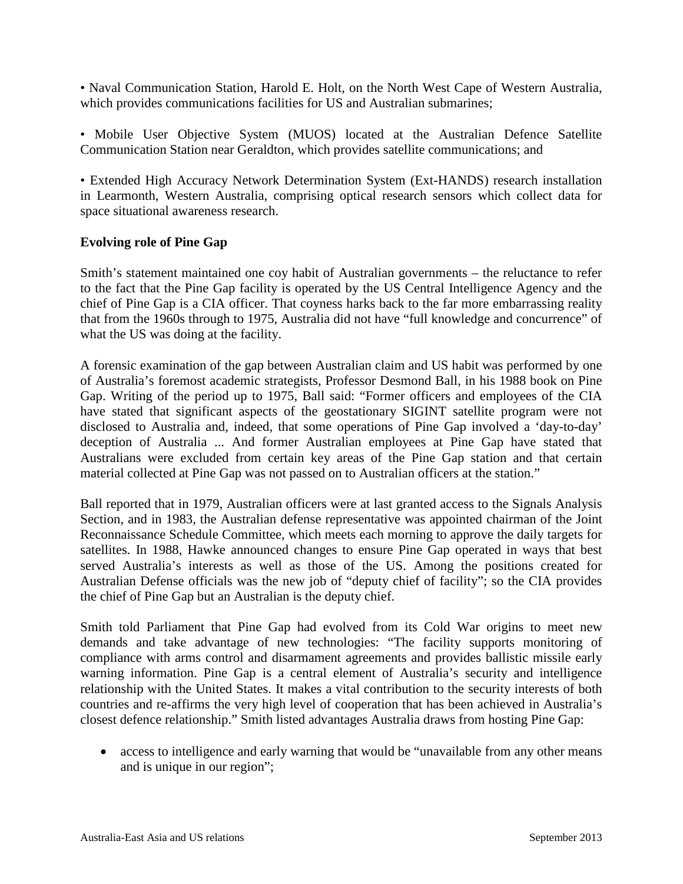• Naval Communication Station, Harold E. Holt, on the North West Cape of Western Australia, which provides communications facilities for US and Australian submarines;

• Mobile User Objective System (MUOS) located at the Australian Defence Satellite Communication Station near Geraldton, which provides satellite communications; and

• Extended High Accuracy Network Determination System (Ext-HANDS) research installation in Learmonth, Western Australia, comprising optical research sensors which collect data for space situational awareness research.

**Evolving role of Pine Gap**

Smith's statement maintained one coy habit of Australian governments – the reluctance to refer to the fact that the Pine Gap facility is operated by the US Central Intelligence Agency and the chief of Pine Gap is a CIA officer. That coyness harks back to the far more embarrassing reality that from the 1960s through to 1975, Australia did not have "full knowledge and concurrence" of what the US was doing at the facility.

A forensic examination of the gap between Australian claim and US habit was performed by one of Australia's foremost academic strategists, Professor Desmond Ball, in his 1988 book on Pine Gap. Writing of the period up to 1975, Ball said: "Former officers and employees of the CIA have stated that significant aspects of the geostationary SIGINT satellite program were not disclosed to Australia and, indeed, that some operations of Pine Gap involved a 'day-to-day' deception of Australia ... And former Australian employees at Pine Gap have stated that Australians were excluded from certain key areas of the Pine Gap station and that certain material collected at Pine Gap was not passed on to Australian officers at the station."

Ball reported that in 1979, Australian officers were at last granted access to the Signals Analysis Section, and in 1983, the Australian defense representative was appointed chairman of the Joint Reconnaissance Schedule Committee, which meets each morning to approve the daily targets for satellites. In 1988, Hawke announced changes to ensure Pine Gap operated in ways that best served Australia's interests as well as those of the US. Among the positions created for Australian Defense officials was the new job of "deputy chief of facility"; so the CIA provides the chief of Pine Gap but an Australian is the deputy chief.

Smith told Parliament that Pine Gap had evolved from its Cold War origins to meet new demands and take advantage of new technologies: "The facility supports monitoring of compliance with arms control and disarmament agreements and provides ballistic missile early warning information. Pine Gap is a central element of Australia's security and intelligence relationship with the United States. It makes a vital contribution to the security interests of both countries and re-affirms the very high level of cooperation that has been achieved in Australia's closest defence relationship." Smith listed advantages Australia draws from hosting Pine Gap:

- access to intelligence and early warning that would be "unavailable from any other means and is unique in our region";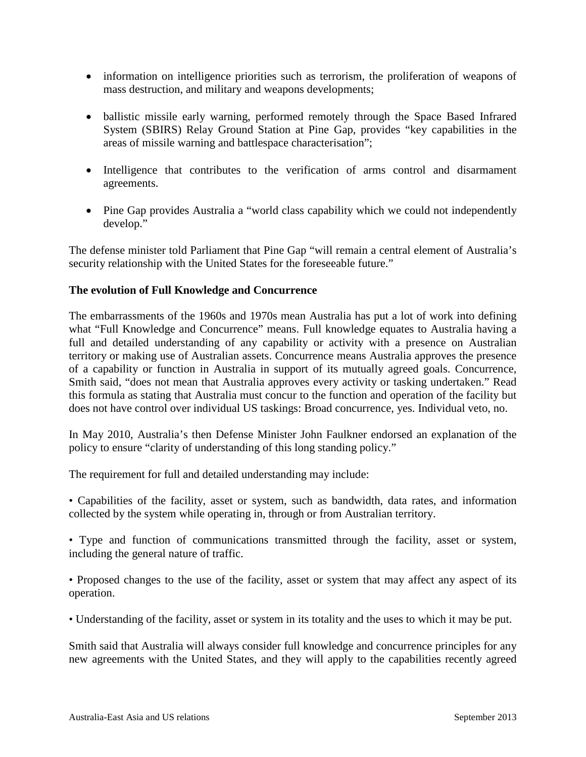- information on intelligence priorities such as terrorism, the proliferation of weapons of mass destruction, and military and weapons developments;

- ballistic missile early warning, performed remotely through the Space Based Infrared System (SBIRS) Relay Ground Station at Pine Gap, provides "key capabilities in the areas of missile warning and battlespace characterisation";

- Intelligence that contributes to the verification of arms control and disarmament agreements.

- Pine Gap provides Australia a "world class capability which we could not independently develop."

The defense minister told Parliament that Pine Gap "will remain a central element of Australia's security relationship with the United States for the foreseeable future."

**The evolution of Full Knowledge and Concurrence**

The embarrassments of the 1960s and 1970s mean Australia has put a lot of work into defining what "Full Knowledge and Concurrence" means. Full knowledge equates to Australia having a full and detailed understanding of any capability or activity with a presence on Australian territory or making use of Australian assets. Concurrence means Australia approves the presence of a capability or function in Australia in support of its mutually agreed goals. Concurrence, Smith said, "does not mean that Australia approves every activity or tasking undertaken." Read this formula as stating that Australia must concur to the function and operation of the facility but does not have control over individual US taskings: Broad concurrence, yes. Individual veto, no.

In May 2010, Australia's then Defense Minister John Faulkner endorsed an explanation of the policy to ensure "clarity of understanding of this long standing policy."

The requirement for full and detailed understanding may include:

• Capabilities of the facility, asset or system, such as bandwidth, data rates, and information collected by the system while operating in, through or from Australian territory.

• Type and function of communications transmitted through the facility, asset or system, including the general nature of traffic.

• Proposed changes to the use of the facility, asset or system that may affect any aspect of its operation.

• Understanding of the facility, asset or system in its totality and the uses to which it may be put.

Smith said that Australia will always consider full knowledge and concurrence principles for any new agreements with the United States, and they will apply to the capabilities recently agreed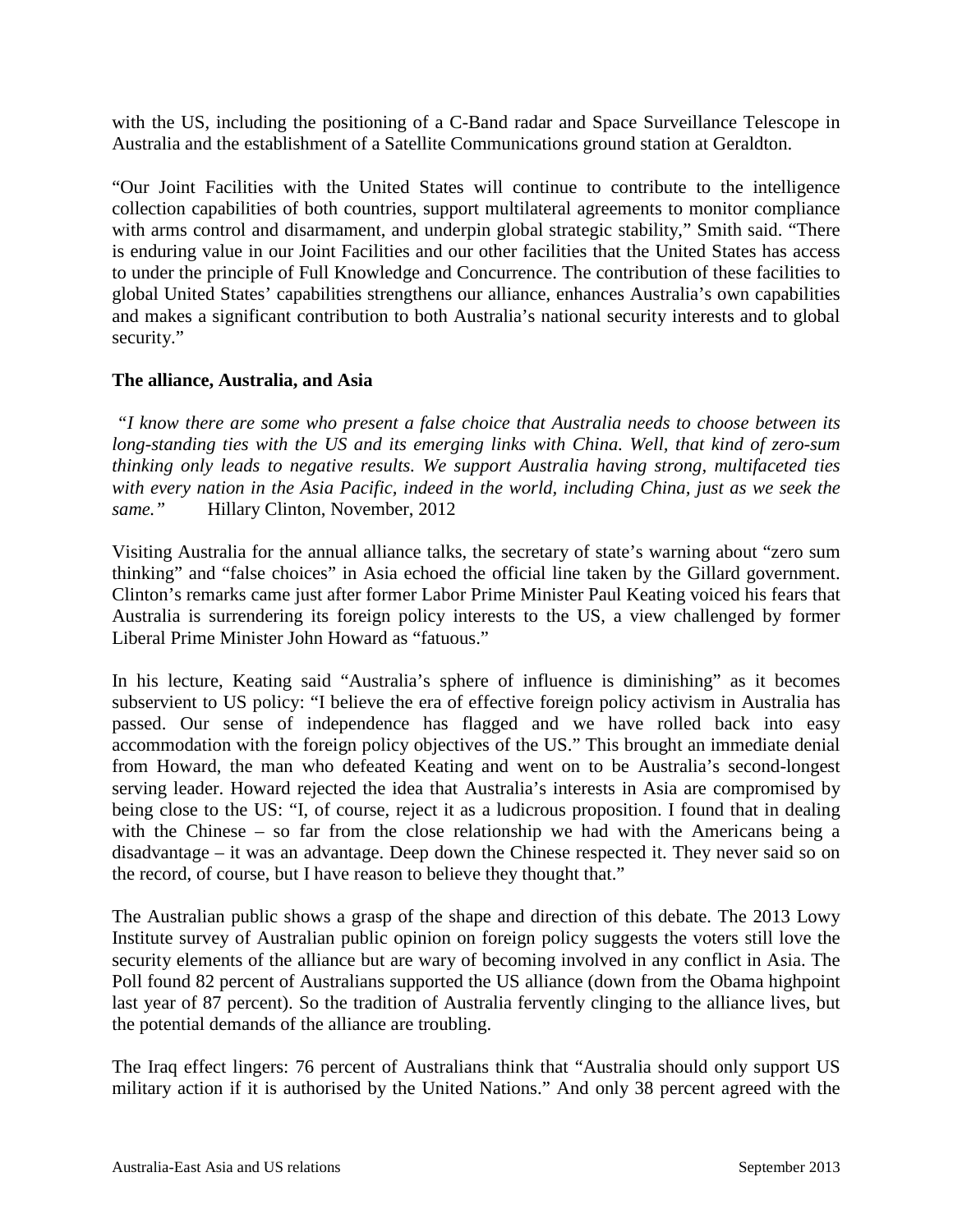with the US, including the positioning of a C-Band radar and Space Surveillance Telescope in Australia and the establishment of a Satellite Communications ground station at Geraldton.

"Our Joint Facilities with the United States will continue to contribute to the intelligence collection capabilities of both countries, support multilateral agreements to monitor compliance with arms control and disarmament, and underpin global strategic stability," Smith said. "There is enduring value in our Joint Facilities and our other facilities that the United States has access to under the principle of Full Knowledge and Concurrence. The contribution of these facilities to global United States' capabilities strengthens our alliance, enhances Australia's own capabilities and makes a significant contribution to both Australia's national security interests and to global security."

**The alliance, Australia, and Asia**

*"I know there are some who present a false choice that Australia needs to choose between its long-standing ties with the US and its emerging links with China. Well, that kind of zero-sum thinking only leads to negative results. We support Australia having strong, multifaceted ties with every nation in the Asia Pacific, indeed in the world, including China, just as we seek the same."* Hillary Clinton, November, 2012

Visiting Australia for the annual alliance talks, the secretary of state's warning about "zero sum thinking" and "false choices" in Asia echoed the official line taken by the Gillard government. Clinton's remarks came just after former Labor Prime Minister Paul Keating voiced his fears that Australia is surrendering its foreign policy interests to the US, a view challenged by former Liberal Prime Minister John Howard as "fatuous."

In his lecture, Keating said "Australia's sphere of influence is diminishing" as it becomes subservient to US policy: "I believe the era of effective foreign policy activism in Australia has passed. Our sense of independence has flagged and we have rolled back into easy accommodation with the foreign policy objectives of the US." This brought an immediate denial from Howard, the man who defeated Keating and went on to be Australia's second-longest serving leader. Howard rejected the idea that Australia's interests in Asia are compromised by being close to the US: "I, of course, reject it as a ludicrous proposition. I found that in dealing with the Chinese – so far from the close relationship we had with the Americans being a disadvantage – it was an advantage. Deep down the Chinese respected it. They never said so on the record, of course, but I have reason to believe they thought that."

The Australian public shows a grasp of the shape and direction of this debate. The 2013 Lowy Institute survey of Australian public opinion on foreign policy suggests the voters still love the security elements of the alliance but are wary of becoming involved in any conflict in Asia. The Poll found 82 percent of Australians supported the US alliance (down from the Obama highpoint last year of 87 percent). So the tradition of Australia fervently clinging to the alliance lives, but the potential demands of the alliance are troubling.

The Iraq effect lingers: 76 percent of Australians think that "Australia should only support US military action if it is authorised by the United Nations." And only 38 percent agreed with the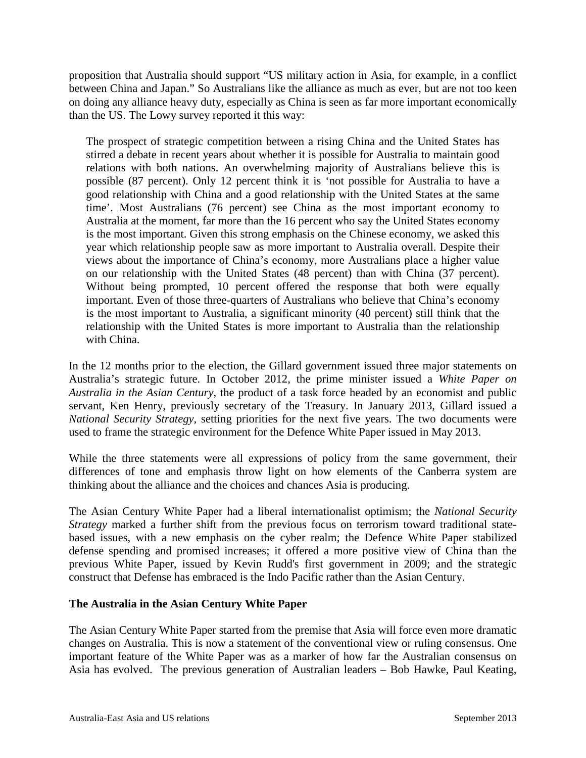proposition that Australia should support "US military action in Asia, for example, in a conflict between China and Japan." So Australians like the alliance as much as ever, but are not too keen on doing any alliance heavy duty, especially as China is seen as far more important economically than the US. The Lowy survey reported it this way:

> The prospect of strategic competition between a rising China and the United States has stirred a debate in recent years about whether it is possible for Australia to maintain good relations with both nations. An overwhelming majority of Australians believe this is possible (87 percent). Only 12 percent think it is 'not possible for Australia to have a good relationship with China and a good relationship with the United States at the same time'. Most Australians (76 percent) see China as the most important economy to Australia at the moment, far more than the 16 percent who say the United States economy is the most important. Given this strong emphasis on the Chinese economy, we asked this year which relationship people saw as more important to Australia overall. Despite their views about the importance of China's economy, more Australians place a higher value on our relationship with the United States (48 percent) than with China (37 percent). Without being prompted, 10 percent offered the response that both were equally important. Even of those three-quarters of Australians who believe that China's economy is the most important to Australia, a significant minority (40 percent) still think that the relationship with the United States is more important to Australia than the relationship with China.

In the 12 months prior to the election, the Gillard government issued three major statements on Australia's strategic future. In October 2012, the prime minister issued a *White Paper on Australia in the Asian Century*, the product of a task force headed by an economist and public servant, Ken Henry, previously secretary of the Treasury. In January 2013, Gillard issued a *National Security Strategy*, setting priorities for the next five years. The two documents were used to frame the strategic environment for the Defence White Paper issued in May 2013.

While the three statements were all expressions of policy from the same government, their differences of tone and emphasis throw light on how elements of the Canberra system are thinking about the alliance and the choices and chances Asia is producing.

The Asian Century White Paper had a liberal internationalist optimism; the *National Security Strategy* marked a further shift from the previous focus on terrorism toward traditional state-based issues, with a new emphasis on the cyber realm; the Defence White Paper stabilized defense spending and promised increases; it offered a more positive view of China than the previous White Paper, issued by Kevin Rudd's first government in 2009; and the strategic construct that Defense has embraced is the Indo Pacific rather than the Asian Century.

**The Australia in the Asian Century White Paper**

The Asian Century White Paper started from the premise that Asia will force even more dramatic changes on Australia. This is now a statement of the conventional view or ruling consensus. One important feature of the White Paper was as a marker of how far the Australian consensus on Asia has evolved. The previous generation of Australian leaders – Bob Hawke, Paul Keating,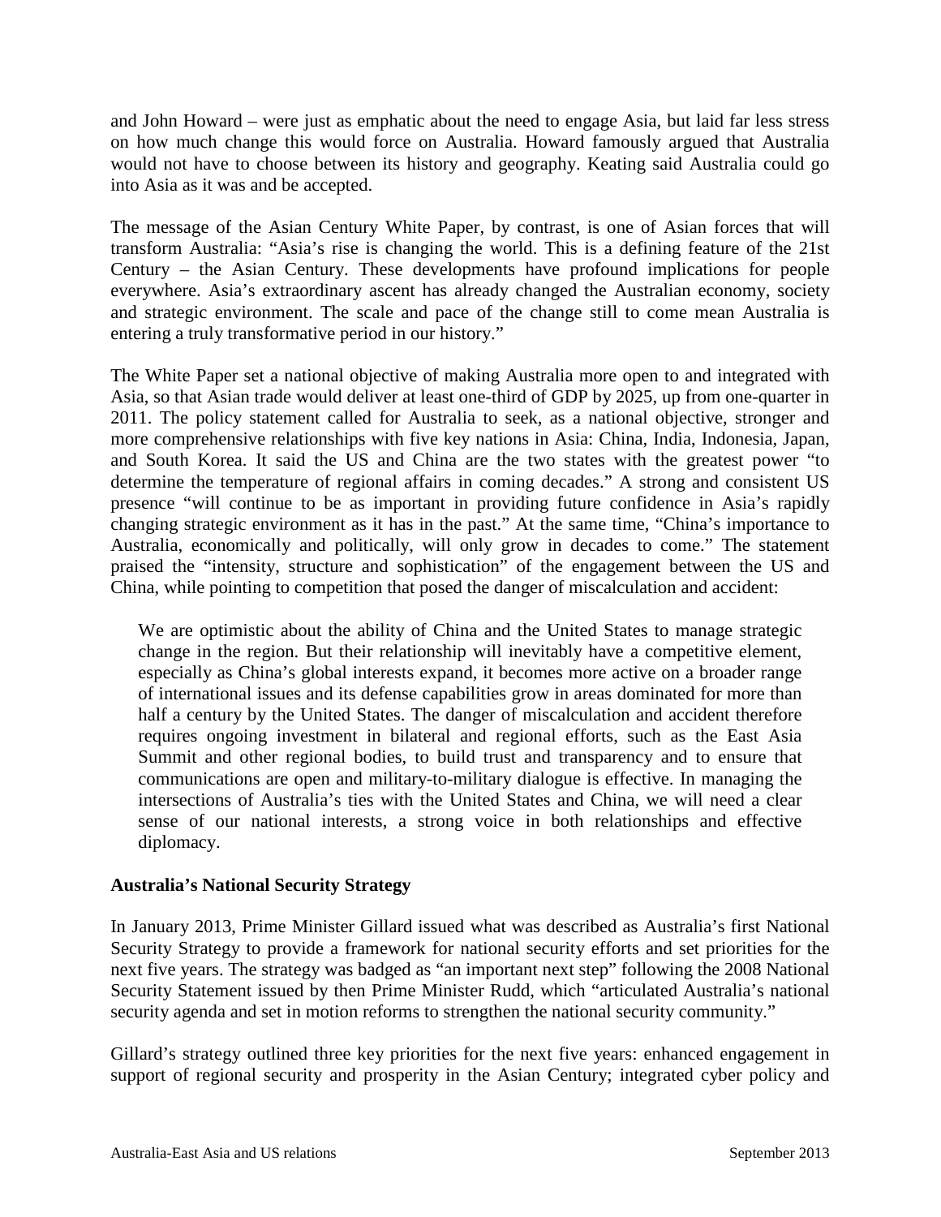and John Howard – were just as emphatic about the need to engage Asia, but laid far less stress on how much change this would force on Australia. Howard famously argued that Australia would not have to choose between its history and geography. Keating said Australia could go into Asia as it was and be accepted.

The message of the Asian Century White Paper, by contrast, is one of Asian forces that will transform Australia: "Asia's rise is changing the world. This is a defining feature of the 21st Century – the Asian Century. These developments have profound implications for people everywhere. Asia's extraordinary ascent has already changed the Australian economy, society and strategic environment. The scale and pace of the change still to come mean Australia is entering a truly transformative period in our history."

The White Paper set a national objective of making Australia more open to and integrated with Asia, so that Asian trade would deliver at least one-third of GDP by 2025, up from one-quarter in 2011. The policy statement called for Australia to seek, as a national objective, stronger and more comprehensive relationships with five key nations in Asia: China, India, Indonesia, Japan, and South Korea. It said the US and China are the two states with the greatest power "to determine the temperature of regional affairs in coming decades." A strong and consistent US presence "will continue to be as important in providing future confidence in Asia's rapidly changing strategic environment as it has in the past." At the same time, "China's importance to Australia, economically and politically, will only grow in decades to come." The statement praised the "intensity, structure and sophistication" of the engagement between the US and China, while pointing to competition that posed the danger of miscalculation and accident:

> We are optimistic about the ability of China and the United States to manage strategic change in the region. But their relationship will inevitably have a competitive element, especially as China's global interests expand, it becomes more active on a broader range of international issues and its defense capabilities grow in areas dominated for more than half a century by the United States. The danger of miscalculation and accident therefore requires ongoing investment in bilateral and regional efforts, such as the East Asia Summit and other regional bodies, to build trust and transparency and to ensure that communications are open and military-to-military dialogue is effective. In managing the intersections of Australia's ties with the United States and China, we will need a clear sense of our national interests, a strong voice in both relationships and effective diplomacy.

**Australia's National Security Strategy**

In January 2013, Prime Minister Gillard issued what was described as Australia's first National Security Strategy to provide a framework for national security efforts and set priorities for the next five years. The strategy was badged as "an important next step" following the 2008 National Security Statement issued by then Prime Minister Rudd, which "articulated Australia's national security agenda and set in motion reforms to strengthen the national security community."

Gillard's strategy outlined three key priorities for the next five years: enhanced engagement in support of regional security and prosperity in the Asian Century; integrated cyber policy and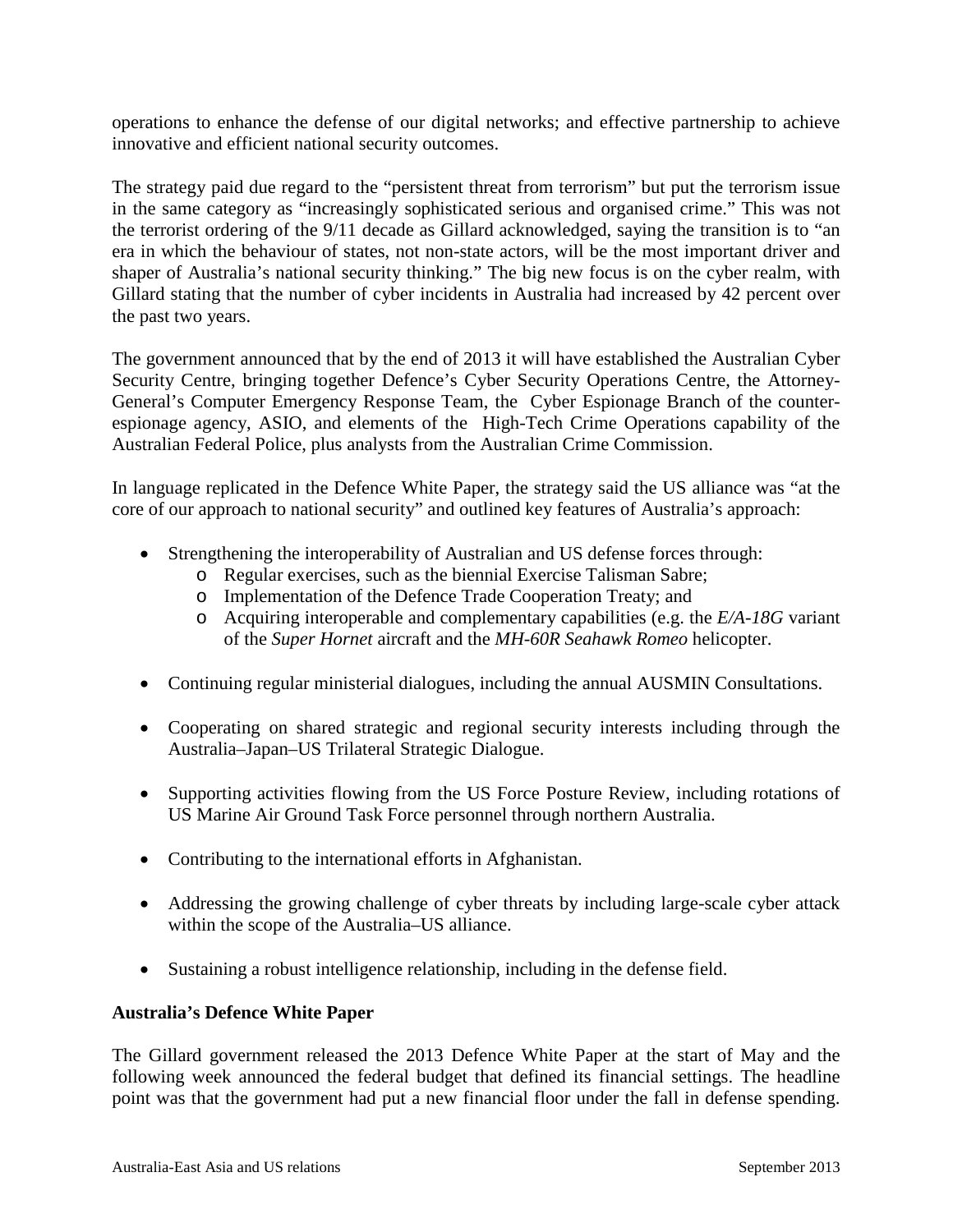operations to enhance the defense of our digital networks; and effective partnership to achieve innovative and efficient national security outcomes.

The strategy paid due regard to the "persistent threat from terrorism" but put the terrorism issue in the same category as "increasingly sophisticated serious and organised crime." This was not the terrorist ordering of the 9/11 decade as Gillard acknowledged, saying the transition is to "an era in which the behaviour of states, not non-state actors, will be the most important driver and shaper of Australia's national security thinking." The big new focus is on the cyber realm, with Gillard stating that the number of cyber incidents in Australia had increased by 42 percent over the past two years.

The government announced that by the end of 2013 it will have established the Australian Cyber Security Centre, bringing together Defence's Cyber Security Operations Centre, the Attorney-General's Computer Emergency Response Team, the Cyber Espionage Branch of the counter-espionage agency, ASIO, and elements of the High-Tech Crime Operations capability of the Australian Federal Police, plus analysts from the Australian Crime Commission.

In language replicated in the Defence White Paper, the strategy said the US alliance was "at the core of our approach to national security" and outlined key features of Australia's approach:

- Strengthening the interoperability of Australian and US defense forces through:
  - Regular exercises, such as the biennial Exercise Talisman Sabre;
  - Implementation of the Defence Trade Cooperation Treaty; and
  - Acquiring interoperable and complementary capabilities (e.g. the *E/A-18G* variant of the *Super Hornet* aircraft and the *MH-60R Seahawk Romeo* helicopter.
- Continuing regular ministerial dialogues, including the annual AUSMIN Consultations.
- Cooperating on shared strategic and regional security interests including through the Australia–Japan–US Trilateral Strategic Dialogue.
- Supporting activities flowing from the US Force Posture Review, including rotations of US Marine Air Ground Task Force personnel through northern Australia.
- Contributing to the international efforts in Afghanistan.
- Addressing the growing challenge of cyber threats by including large-scale cyber attack within the scope of the Australia–US alliance.
- Sustaining a robust intelligence relationship, including in the defense field.

**Australia's Defence White Paper**

The Gillard government released the 2013 Defence White Paper at the start of May and the following week announced the federal budget that defined its financial settings. The headline point was that the government had put a new financial floor under the fall in defense spending.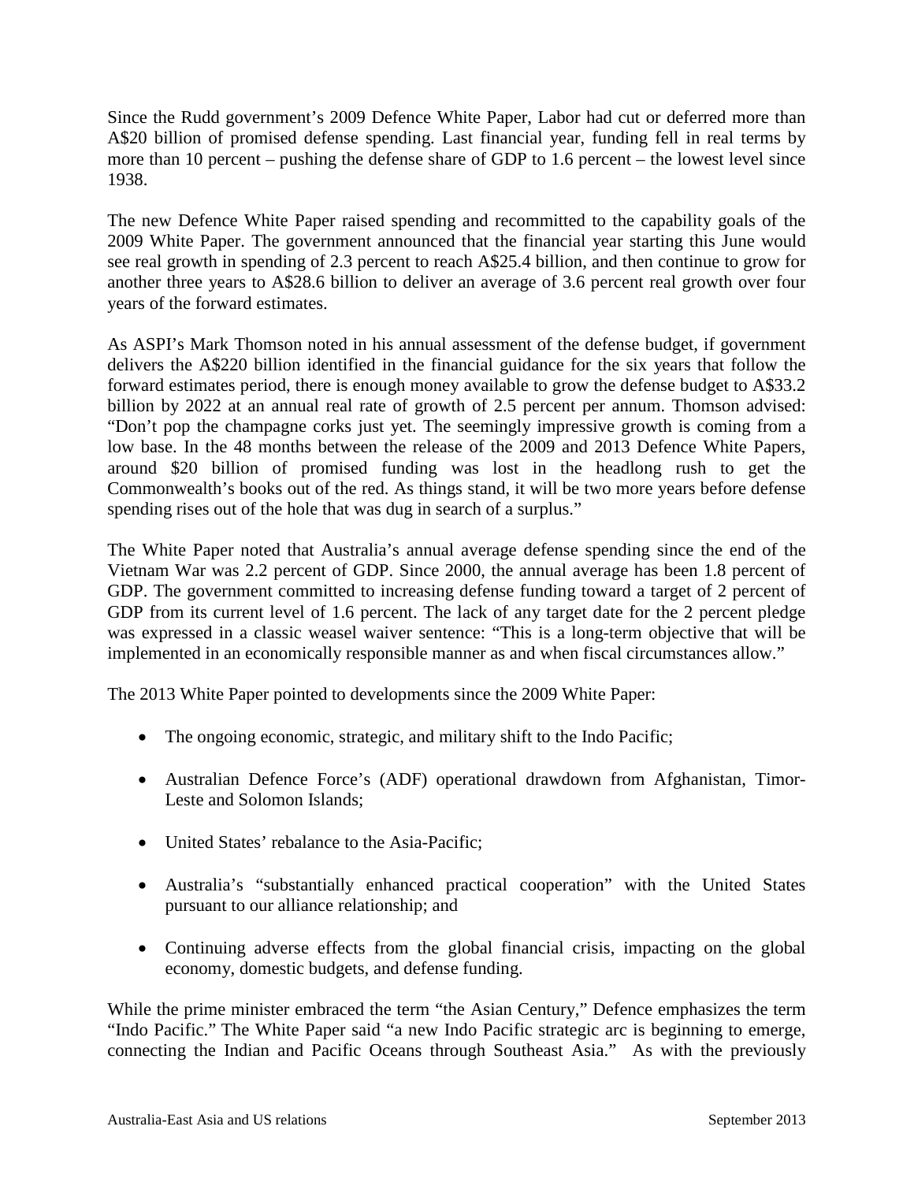Since the Rudd government's 2009 Defence White Paper, Labor had cut or deferred more than A$20 billion of promised defense spending. Last financial year, funding fell in real terms by more than 10 percent – pushing the defense share of GDP to 1.6 percent – the lowest level since 1938.

The new Defence White Paper raised spending and recommitted to the capability goals of the 2009 White Paper. The government announced that the financial year starting this June would see real growth in spending of 2.3 percent to reach A$25.4 billion, and then continue to grow for another three years to A$28.6 billion to deliver an average of 3.6 percent real growth over four years of the forward estimates.

As ASPI's Mark Thomson noted in his annual assessment of the defense budget, if government delivers the A$220 billion identified in the financial guidance for the six years that follow the forward estimates period, there is enough money available to grow the defense budget to A$33.2 billion by 2022 at an annual real rate of growth of 2.5 percent per annum. Thomson advised: "Don't pop the champagne corks just yet. The seemingly impressive growth is coming from a low base. In the 48 months between the release of the 2009 and 2013 Defence White Papers, around $20 billion of promised funding was lost in the headlong rush to get the Commonwealth's books out of the red. As things stand, it will be two more years before defense spending rises out of the hole that was dug in search of a surplus."

The White Paper noted that Australia's annual average defense spending since the end of the Vietnam War was 2.2 percent of GDP. Since 2000, the annual average has been 1.8 percent of GDP. The government committed to increasing defense funding toward a target of 2 percent of GDP from its current level of 1.6 percent. The lack of any target date for the 2 percent pledge was expressed in a classic weasel waiver sentence: "This is a long-term objective that will be implemented in an economically responsible manner as and when fiscal circumstances allow."

The 2013 White Paper pointed to developments since the 2009 White Paper:

- The ongoing economic, strategic, and military shift to the Indo Pacific;
- Australian Defence Force's (ADF) operational drawdown from Afghanistan, Timor-Leste and Solomon Islands;
- United States' rebalance to the Asia-Pacific;
- Australia's "substantially enhanced practical cooperation" with the United States pursuant to our alliance relationship; and
- Continuing adverse effects from the global financial crisis, impacting on the global economy, domestic budgets, and defense funding.

While the prime minister embraced the term "the Asian Century," Defence emphasizes the term "Indo Pacific." The White Paper said "a new Indo Pacific strategic arc is beginning to emerge, connecting the Indian and Pacific Oceans through Southeast Asia." As with the previously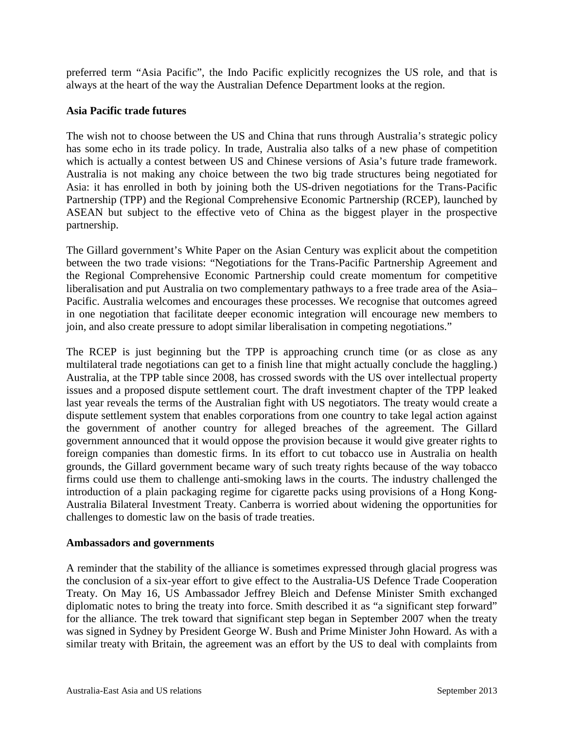preferred term "Asia Pacific", the Indo Pacific explicitly recognizes the US role, and that is always at the heart of the way the Australian Defence Department looks at the region.

**Asia Pacific trade futures**

The wish not to choose between the US and China that runs through Australia's strategic policy has some echo in its trade policy. In trade, Australia also talks of a new phase of competition which is actually a contest between US and Chinese versions of Asia's future trade framework. Australia is not making any choice between the two big trade structures being negotiated for Asia: it has enrolled in both by joining both the US-driven negotiations for the Trans-Pacific Partnership (TPP) and the Regional Comprehensive Economic Partnership (RCEP), launched by ASEAN but subject to the effective veto of China as the biggest player in the prospective partnership.

The Gillard government's White Paper on the Asian Century was explicit about the competition between the two trade visions: "Negotiations for the Trans-Pacific Partnership Agreement and the Regional Comprehensive Economic Partnership could create momentum for competitive liberalisation and put Australia on two complementary pathways to a free trade area of the Asia–Pacific. Australia welcomes and encourages these processes. We recognise that outcomes agreed in one negotiation that facilitate deeper economic integration will encourage new members to join, and also create pressure to adopt similar liberalisation in competing negotiations."

The RCEP is just beginning but the TPP is approaching crunch time (or as close as any multilateral trade negotiations can get to a finish line that might actually conclude the haggling.) Australia, at the TPP table since 2008, has crossed swords with the US over intellectual property issues and a proposed dispute settlement court. The draft investment chapter of the TPP leaked last year reveals the terms of the Australian fight with US negotiators. The treaty would create a dispute settlement system that enables corporations from one country to take legal action against the government of another country for alleged breaches of the agreement. The Gillard government announced that it would oppose the provision because it would give greater rights to foreign companies than domestic firms. In its effort to cut tobacco use in Australia on health grounds, the Gillard government became wary of such treaty rights because of the way tobacco firms could use them to challenge anti-smoking laws in the courts. The industry challenged the introduction of a plain packaging regime for cigarette packs using provisions of a Hong Kong-Australia Bilateral Investment Treaty. Canberra is worried about widening the opportunities for challenges to domestic law on the basis of trade treaties.

**Ambassadors and governments**

A reminder that the stability of the alliance is sometimes expressed through glacial progress was the conclusion of a six-year effort to give effect to the Australia-US Defence Trade Cooperation Treaty. On May 16, US Ambassador Jeffrey Bleich and Defense Minister Smith exchanged diplomatic notes to bring the treaty into force. Smith described it as "a significant step forward" for the alliance. The trek toward that significant step began in September 2007 when the treaty was signed in Sydney by President George W. Bush and Prime Minister John Howard. As with a similar treaty with Britain, the agreement was an effort by the US to deal with complaints from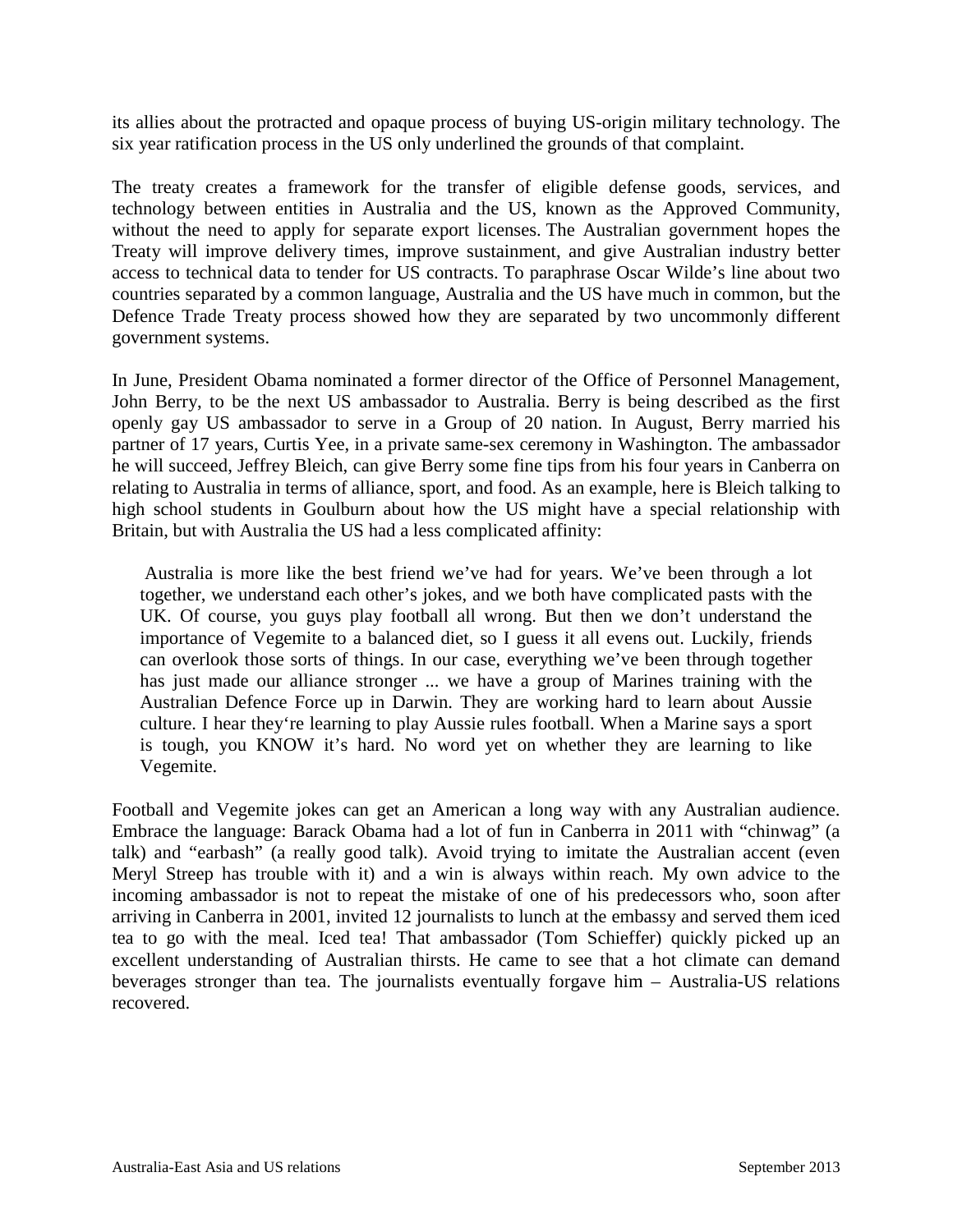its allies about the protracted and opaque process of buying US-origin military technology. The six year ratification process in the US only underlined the grounds of that complaint.

The treaty creates a framework for the transfer of eligible defense goods, services, and technology between entities in Australia and the US, known as the Approved Community, without the need to apply for separate export licenses. The Australian government hopes the Treaty will improve delivery times, improve sustainment, and give Australian industry better access to technical data to tender for US contracts. To paraphrase Oscar Wilde's line about two countries separated by a common language, Australia and the US have much in common, but the Defence Trade Treaty process showed how they are separated by two uncommonly different government systems.

In June, President Obama nominated a former director of the Office of Personnel Management, John Berry, to be the next US ambassador to Australia. Berry is being described as the first openly gay US ambassador to serve in a Group of 20 nation. In August, Berry married his partner of 17 years, Curtis Yee, in a private same-sex ceremony in Washington. The ambassador he will succeed, Jeffrey Bleich, can give Berry some fine tips from his four years in Canberra on relating to Australia in terms of alliance, sport, and food. As an example, here is Bleich talking to high school students in Goulburn about how the US might have a special relationship with Britain, but with Australia the US had a less complicated affinity:

> Australia is more like the best friend we've had for years. We've been through a lot together, we understand each other's jokes, and we both have complicated pasts with the UK. Of course, you guys play football all wrong. But then we don't understand the importance of Vegemite to a balanced diet, so I guess it all evens out. Luckily, friends can overlook those sorts of things. In our case, everything we've been through together has just made our alliance stronger ... we have a group of Marines training with the Australian Defence Force up in Darwin. They are working hard to learn about Aussie culture. I hear they're learning to play Aussie rules football. When a Marine says a sport is tough, you KNOW it's hard. No word yet on whether they are learning to like Vegemite.

Football and Vegemite jokes can get an American a long way with any Australian audience. Embrace the language: Barack Obama had a lot of fun in Canberra in 2011 with "chinwag" (a talk) and "earbash" (a really good talk). Avoid trying to imitate the Australian accent (even Meryl Streep has trouble with it) and a win is always within reach. My own advice to the incoming ambassador is not to repeat the mistake of one of his predecessors who, soon after arriving in Canberra in 2001, invited 12 journalists to lunch at the embassy and served them iced tea to go with the meal. Iced tea! That ambassador (Tom Schieffer) quickly picked up an excellent understanding of Australian thirsts. He came to see that a hot climate can demand beverages stronger than tea. The journalists eventually forgave him – Australia-US relations recovered.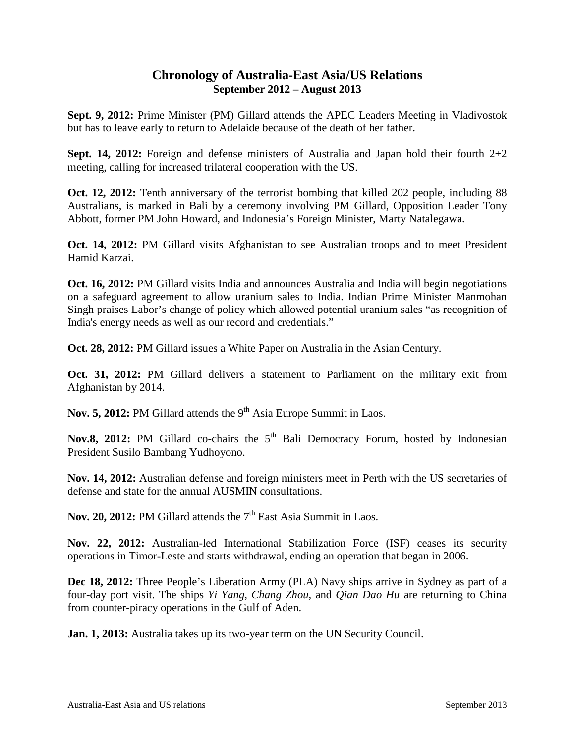## Chronology of Australia-East Asia/US Relations

### September 2012 – August 2013

**Sept. 9, 2012:** Prime Minister (PM) Gillard attends the APEC Leaders Meeting in Vladivostok but has to leave early to return to Adelaide because of the death of her father.

**Sept. 14, 2012:** Foreign and defense ministers of Australia and Japan hold their fourth 2+2 meeting, calling for increased trilateral cooperation with the US.

**Oct. 12, 2012:** Tenth anniversary of the terrorist bombing that killed 202 people, including 88 Australians, is marked in Bali by a ceremony involving PM Gillard, Opposition Leader Tony Abbott, former PM John Howard, and Indonesia's Foreign Minister, Marty Natalegawa.

**Oct. 14, 2012:** PM Gillard visits Afghanistan to see Australian troops and to meet President Hamid Karzai.

**Oct. 16, 2012:** PM Gillard visits India and announces Australia and India will begin negotiations on a safeguard agreement to allow uranium sales to India. Indian Prime Minister Manmohan Singh praises Labor's change of policy which allowed potential uranium sales "as recognition of India's energy needs as well as our record and credentials."

**Oct. 28, 2012:** PM Gillard issues a White Paper on Australia in the Asian Century.

**Oct. 31, 2012:** PM Gillard delivers a statement to Parliament on the military exit from Afghanistan by 2014.

**Nov. 5, 2012:** PM Gillard attends the 9th Asia Europe Summit in Laos.

**Nov.8, 2012:** PM Gillard co-chairs the 5th Bali Democracy Forum, hosted by Indonesian President Susilo Bambang Yudhoyono.

**Nov. 14, 2012:** Australian defense and foreign ministers meet in Perth with the US secretaries of defense and state for the annual AUSMIN consultations.

**Nov. 20, 2012:** PM Gillard attends the 7th East Asia Summit in Laos.

**Nov. 22, 2012:** Australian-led International Stabilization Force (ISF) ceases its security operations in Timor-Leste and starts withdrawal, ending an operation that began in 2006.

**Dec 18, 2012:** Three People's Liberation Army (PLA) Navy ships arrive in Sydney as part of a four-day port visit. The ships *Yi Yang*, *Chang Zhou,* and *Qian Dao Hu* are returning to China from counter-piracy operations in the Gulf of Aden.

**Jan. 1, 2013:** Australia takes up its two-year term on the UN Security Council.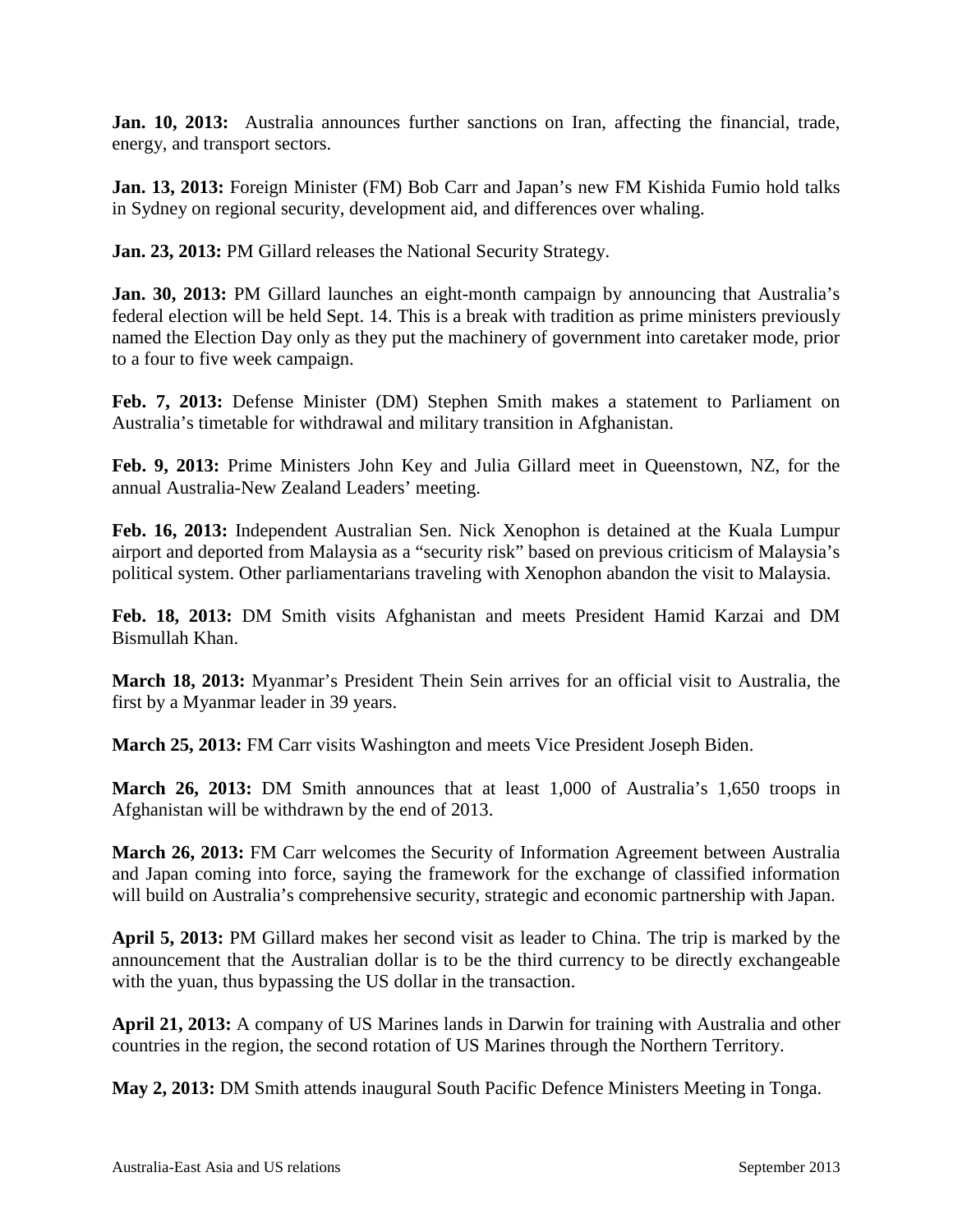**Jan. 10, 2013:** Australia announces further sanctions on Iran, affecting the financial, trade, energy, and transport sectors.

**Jan. 13, 2013:** Foreign Minister (FM) Bob Carr and Japan's new FM Kishida Fumio hold talks in Sydney on regional security, development aid, and differences over whaling.

**Jan. 23, 2013:** PM Gillard releases the National Security Strategy.

**Jan. 30, 2013:** PM Gillard launches an eight-month campaign by announcing that Australia's federal election will be held Sept. 14. This is a break with tradition as prime ministers previously named the Election Day only as they put the machinery of government into caretaker mode, prior to a four to five week campaign.

**Feb. 7, 2013:** Defense Minister (DM) Stephen Smith makes a statement to Parliament on Australia's timetable for withdrawal and military transition in Afghanistan.

**Feb. 9, 2013:** Prime Ministers John Key and Julia Gillard meet in Queenstown, NZ, for the annual Australia-New Zealand Leaders' meeting.

**Feb. 16, 2013:** Independent Australian Sen. Nick Xenophon is detained at the Kuala Lumpur airport and deported from Malaysia as a "security risk" based on previous criticism of Malaysia's political system. Other parliamentarians traveling with Xenophon abandon the visit to Malaysia.

**Feb. 18, 2013:** DM Smith visits Afghanistan and meets President Hamid Karzai and DM Bismullah Khan.

**March 18, 2013:** Myanmar's President Thein Sein arrives for an official visit to Australia, the first by a Myanmar leader in 39 years.

**March 25, 2013:** FM Carr visits Washington and meets Vice President Joseph Biden.

**March 26, 2013:** DM Smith announces that at least 1,000 of Australia's 1,650 troops in Afghanistan will be withdrawn by the end of 2013.

**March 26, 2013:** FM Carr welcomes the Security of Information Agreement between Australia and Japan coming into force, saying the framework for the exchange of classified information will build on Australia's comprehensive security, strategic and economic partnership with Japan.

**April 5, 2013:** PM Gillard makes her second visit as leader to China. The trip is marked by the announcement that the Australian dollar is to be the third currency to be directly exchangeable with the yuan, thus bypassing the US dollar in the transaction.

**April 21, 2013:** A company of US Marines lands in Darwin for training with Australia and other countries in the region, the second rotation of US Marines through the Northern Territory.

**May 2, 2013:** DM Smith attends inaugural South Pacific Defence Ministers Meeting in Tonga.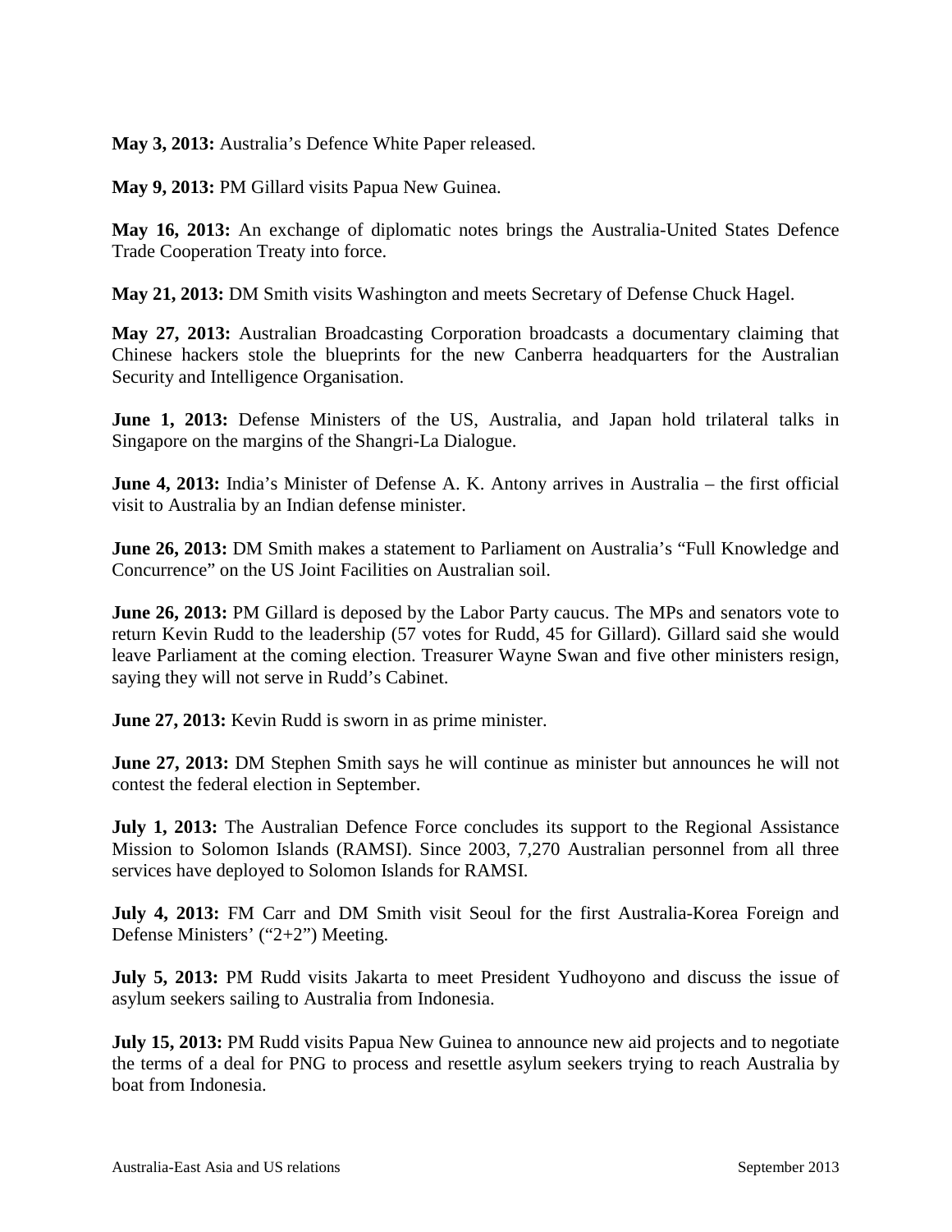**May 3, 2013:** Australia's Defence White Paper released.

**May 9, 2013:** PM Gillard visits Papua New Guinea.

**May 16, 2013:** An exchange of diplomatic notes brings the Australia-United States Defence Trade Cooperation Treaty into force.

**May 21, 2013:** DM Smith visits Washington and meets Secretary of Defense Chuck Hagel.

**May 27, 2013:** Australian Broadcasting Corporation broadcasts a documentary claiming that Chinese hackers stole the blueprints for the new Canberra headquarters for the Australian Security and Intelligence Organisation.

**June 1, 2013:** Defense Ministers of the US, Australia, and Japan hold trilateral talks in Singapore on the margins of the Shangri-La Dialogue.

**June 4, 2013:** India's Minister of Defense A. K. Antony arrives in Australia – the first official visit to Australia by an Indian defense minister.

**June 26, 2013:** DM Smith makes a statement to Parliament on Australia's "Full Knowledge and Concurrence" on the US Joint Facilities on Australian soil.

**June 26, 2013:** PM Gillard is deposed by the Labor Party caucus. The MPs and senators vote to return Kevin Rudd to the leadership (57 votes for Rudd, 45 for Gillard). Gillard said she would leave Parliament at the coming election. Treasurer Wayne Swan and five other ministers resign, saying they will not serve in Rudd's Cabinet.

**June 27, 2013:** Kevin Rudd is sworn in as prime minister.

**June 27, 2013:** DM Stephen Smith says he will continue as minister but announces he will not contest the federal election in September.

**July 1, 2013:** The Australian Defence Force concludes its support to the Regional Assistance Mission to Solomon Islands (RAMSI). Since 2003, 7,270 Australian personnel from all three services have deployed to Solomon Islands for RAMSI.

**July 4, 2013:** FM Carr and DM Smith visit Seoul for the first Australia-Korea Foreign and Defense Ministers' ("2+2") Meeting.

**July 5, 2013:** PM Rudd visits Jakarta to meet President Yudhoyono and discuss the issue of asylum seekers sailing to Australia from Indonesia.

**July 15, 2013:** PM Rudd visits Papua New Guinea to announce new aid projects and to negotiate the terms of a deal for PNG to process and resettle asylum seekers trying to reach Australia by boat from Indonesia.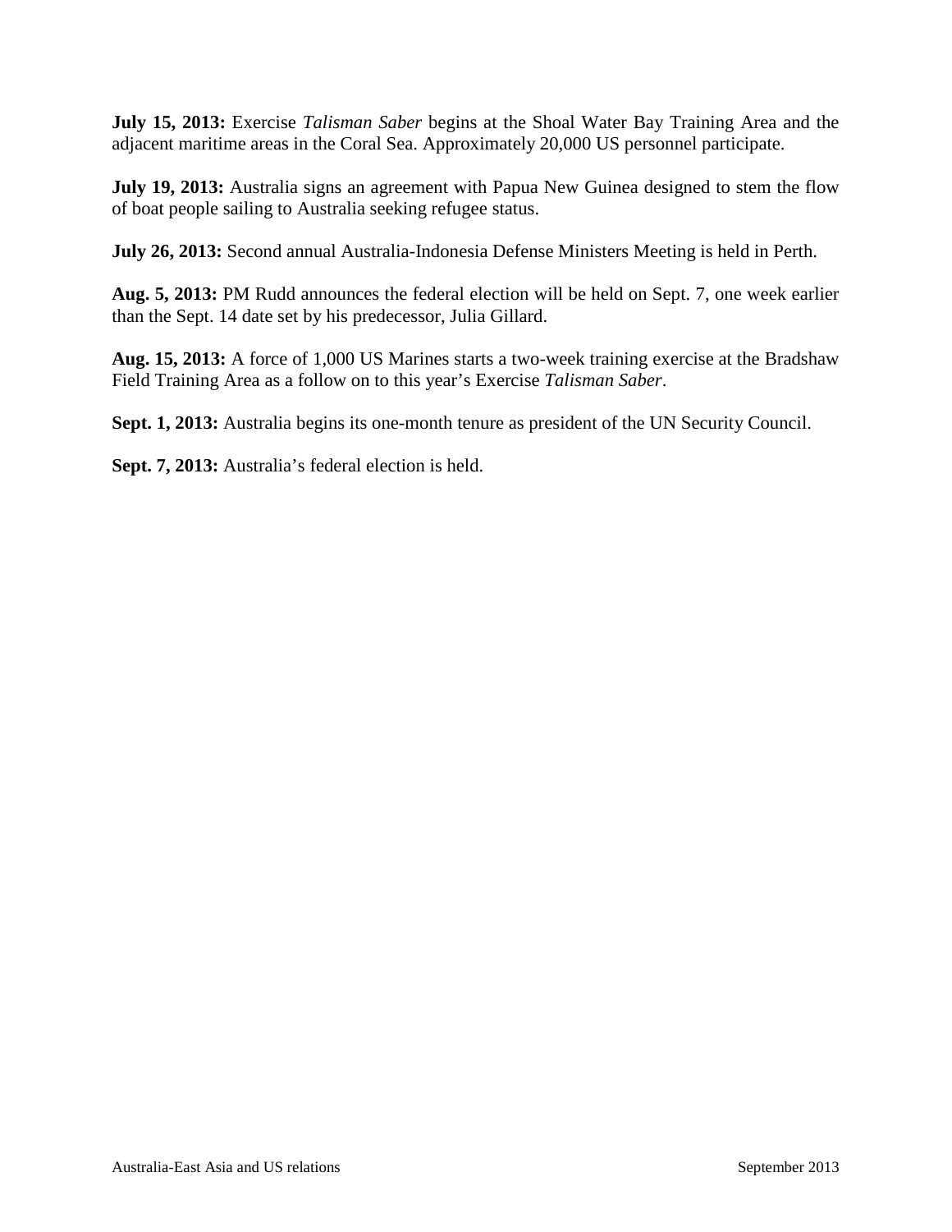**July 15, 2013:** Exercise *Talisman Saber* begins at the Shoal Water Bay Training Area and the adjacent maritime areas in the Coral Sea. Approximately 20,000 US personnel participate.

**July 19, 2013:** Australia signs an agreement with Papua New Guinea designed to stem the flow of boat people sailing to Australia seeking refugee status.

**July 26, 2013:** Second annual Australia-Indonesia Defense Ministers Meeting is held in Perth.

**Aug. 5, 2013:** PM Rudd announces the federal election will be held on Sept. 7, one week earlier than the Sept. 14 date set by his predecessor, Julia Gillard.

**Aug. 15, 2013:** A force of 1,000 US Marines starts a two-week training exercise at the Bradshaw Field Training Area as a follow on to this year's Exercise *Talisman Saber*.

**Sept. 1, 2013:** Australia begins its one-month tenure as president of the UN Security Council.

**Sept. 7, 2013:** Australia's federal election is held.